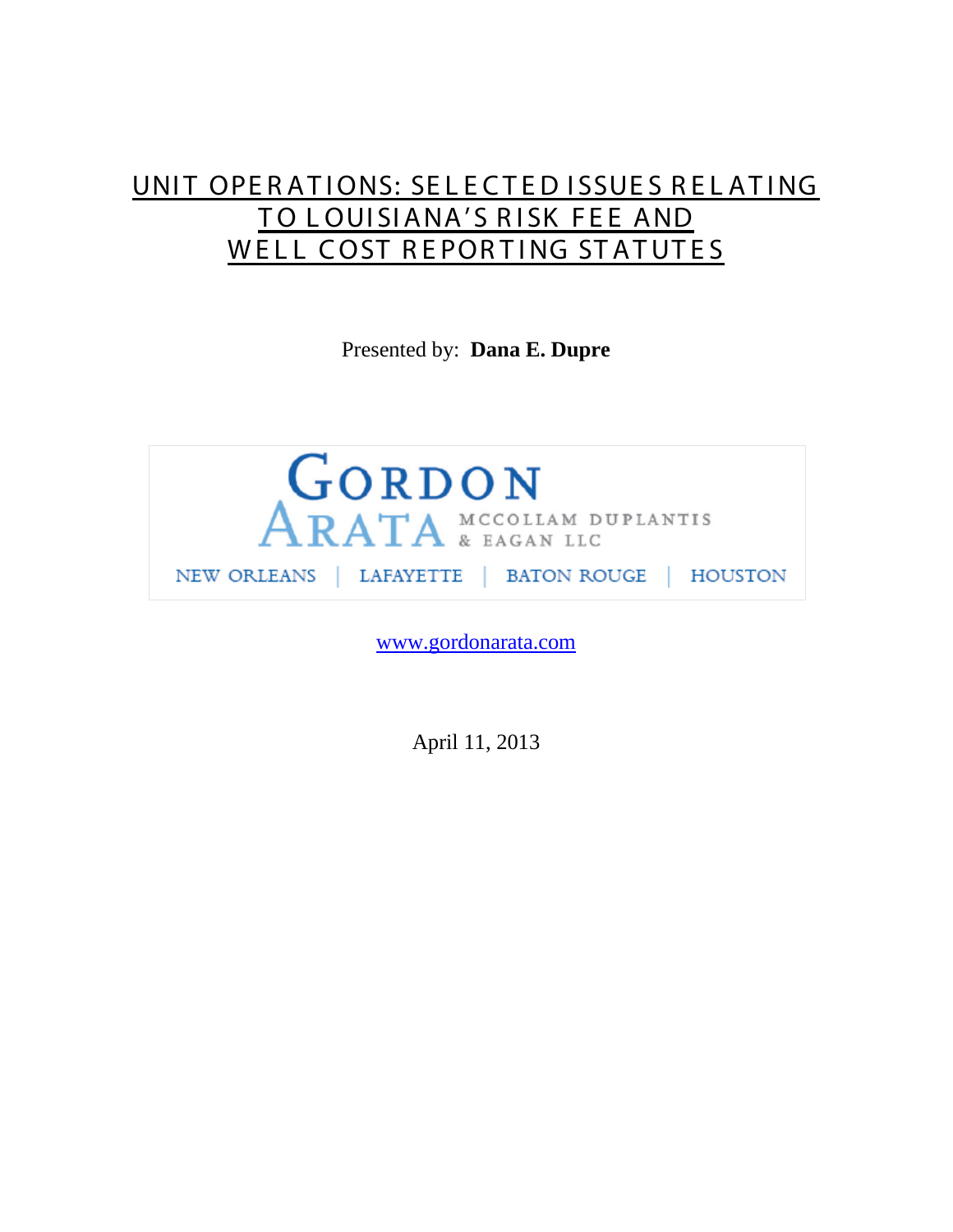# UNIT OPERATIONS: SELECTED ISSUES RELATING TO LOUISIANA'S RISK FEE AND WELL COST REPORTING STATUTES

Presented by: **Dana E. Dupre**

GORDON ARATA MCCOLLAM DUPLANTIS & EAGAN LLC

NEW ORLEANS | LAFAYETTE | BATON ROUGE | HOUSTON

www.gordonarata.com

April 11, 2013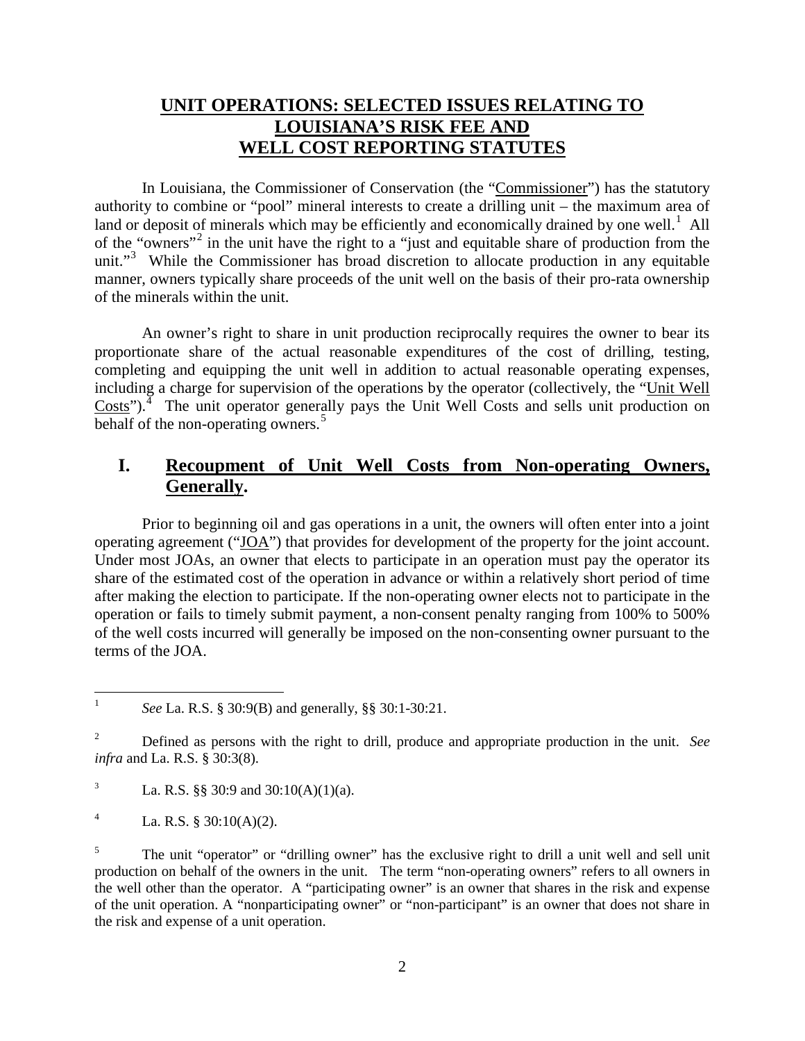# UNIT OPERATIONS: SELECTED ISSUES RELATING TO LOUISIANA'S RISK FEE AND WELL COST REPORTING STATUTES

In Louisiana, the Commissioner of Conservation (the "Commissioner") has the statutory authority to combine or "pool" mineral interests to create a drilling unit – the maximum area of land or deposit of minerals which may be efficiently and economically drained by one well.[1] All of the "owners"[2] in the unit have the right to a "just and equitable share of production from the unit."[3] While the Commissioner has broad discretion to allocate production in any equitable manner, owners typically share proceeds of the unit well on the basis of their pro-rata ownership of the minerals within the unit.

An owner's right to share in unit production reciprocally requires the owner to bear its proportionate share of the actual reasonable expenditures of the cost of drilling, testing, completing and equipping the unit well in addition to actual reasonable operating expenses, including a charge for supervision of the operations by the operator (collectively, the "Unit Well Costs").[4] The unit operator generally pays the Unit Well Costs and sells unit production on behalf of the non-operating owners.[5]

## I. Recoupment of Unit Well Costs from Non-operating Owners, Generally.

Prior to beginning oil and gas operations in a unit, the owners will often enter into a joint operating agreement ("JOA") that provides for development of the property for the joint account. Under most JOAs, an owner that elects to participate in an operation must pay the operator its share of the estimated cost of the operation in advance or within a relatively short period of time after making the election to participate. If the non-operating owner elects not to participate in the operation or fails to timely submit payment, a non-consent penalty ranging from 100% to 500% of the well costs incurred will generally be imposed on the non-consenting owner pursuant to the terms of the JOA.

---

[1] *See* La. R.S. § 30:9(B) and generally, §§ 30:1-30:21.

[2] Defined as persons with the right to drill, produce and appropriate production in the unit. *See infra* and La. R.S. § 30:3(8).

[3] La. R.S. §§ 30:9 and 30:10(A)(1)(a).

[4] La. R.S. § 30:10(A)(2).

[5] The unit "operator" or "drilling owner" has the exclusive right to drill a unit well and sell unit production on behalf of the owners in the unit. The term "non-operating owners" refers to all owners in the well other than the operator. A "participating owner" is an owner that shares in the risk and expense of the unit operation. A "nonparticipating owner" or "non-participant" is an owner that does not share in the risk and expense of a unit operation.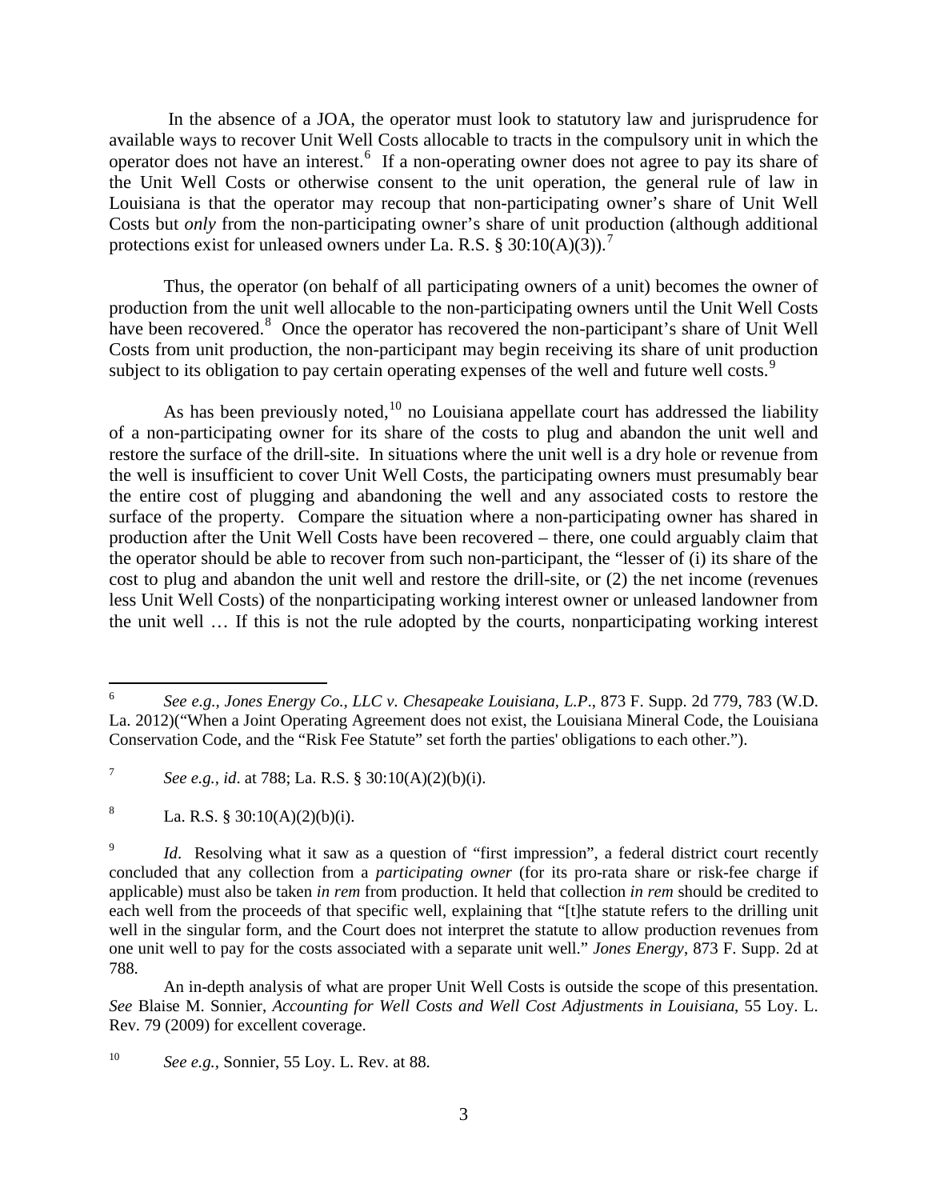In the absence of a JOA, the operator must look to statutory law and jurisprudence for available ways to recover Unit Well Costs allocable to tracts in the compulsory unit in which the operator does not have an interest.[6] If a non-operating owner does not agree to pay its share of the Unit Well Costs or otherwise consent to the unit operation, the general rule of law in Louisiana is that the operator may recoup that non-participating owner's share of Unit Well Costs but *only* from the non-participating owner's share of unit production (although additional protections exist for unleased owners under La. R.S. § 30:10(A)(3)).[7]

Thus, the operator (on behalf of all participating owners of a unit) becomes the owner of production from the unit well allocable to the non-participating owners until the Unit Well Costs have been recovered.[8] Once the operator has recovered the non-participant's share of Unit Well Costs from unit production, the non-participant may begin receiving its share of unit production subject to its obligation to pay certain operating expenses of the well and future well costs.[9]

As has been previously noted,[10] no Louisiana appellate court has addressed the liability of a non-participating owner for its share of the costs to plug and abandon the unit well and restore the surface of the drill-site. In situations where the unit well is a dry hole or revenue from the well is insufficient to cover Unit Well Costs, the participating owners must presumably bear the entire cost of plugging and abandoning the well and any associated costs to restore the surface of the property. Compare the situation where a non-participating owner has shared in production after the Unit Well Costs have been recovered – there, one could arguably claim that the operator should be able to recover from such non-participant, the "lesser of (i) its share of the cost to plug and abandon the unit well and restore the drill-site, or (2) the net income (revenues less Unit Well Costs) of the nonparticipating working interest owner or unleased landowner from the unit well … If this is not the rule adopted by the courts, nonparticipating working interest

---

[6] *See e.g., Jones Energy Co., LLC v. Chesapeake Louisiana, L.P.*, 873 F. Supp. 2d 779, 783 (W.D. La. 2012)("When a Joint Operating Agreement does not exist, the Louisiana Mineral Code, the Louisiana Conservation Code, and the "Risk Fee Statute" set forth the parties' obligations to each other.").

[7] *See e.g., id*. at 788; La. R.S. § 30:10(A)(2)(b)(i).

[8] La. R.S. § 30:10(A)(2)(b)(i).

[9] *Id*. Resolving what it saw as a question of "first impression", a federal district court recently concluded that any collection from a *participating owner* (for its pro-rata share or risk-fee charge if applicable) must also be taken *in rem* from production. It held that collection *in rem* should be credited to each well from the proceeds of that specific well, explaining that "[t]he statute refers to the drilling unit well in the singular form, and the Court does not interpret the statute to allow production revenues from one unit well to pay for the costs associated with a separate unit well." *Jones Energy*, 873 F. Supp. 2d at 788.

An in-depth analysis of what are proper Unit Well Costs is outside the scope of this presentation. *See* Blaise M. Sonnier, *Accounting for Well Costs and Well Cost Adjustments in Louisiana*, 55 Loy. L. Rev. 79 (2009) for excellent coverage.

[10] *See e.g.,* Sonnier, 55 Loy. L. Rev. at 88.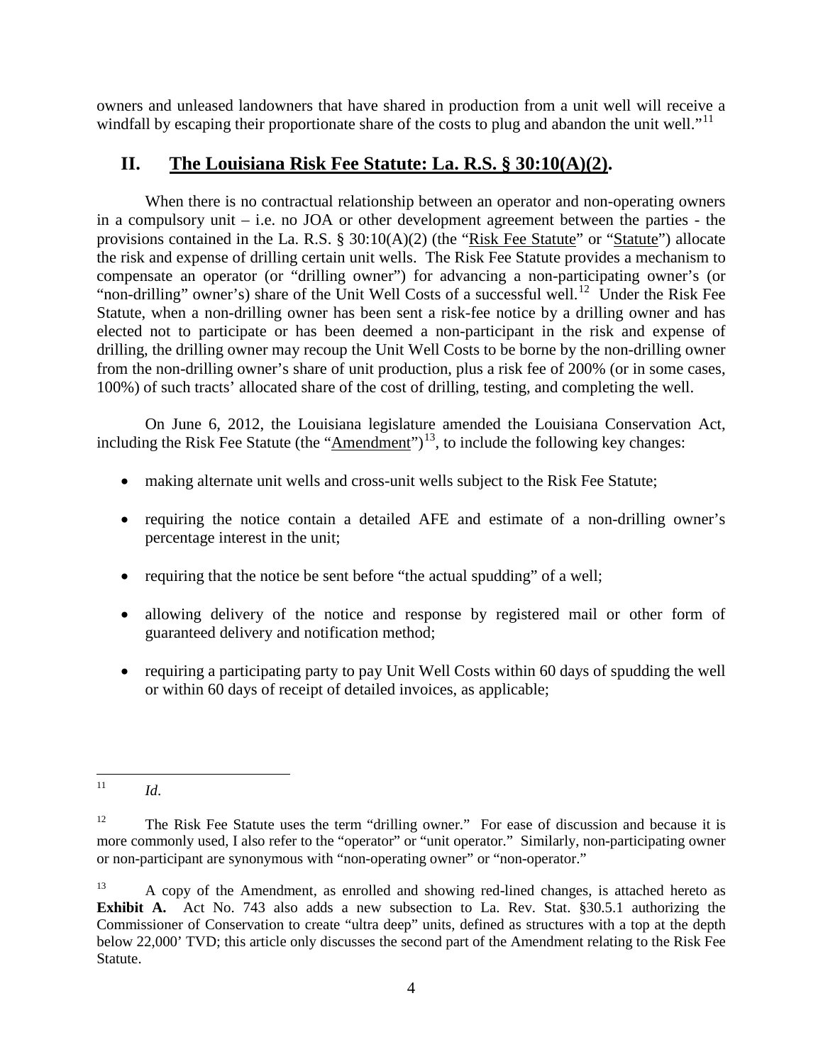owners and unleased landowners that have shared in production from a unit well will receive a windfall by escaping their proportionate share of the costs to plug and abandon the unit well."[11]

## II. The Louisiana Risk Fee Statute: La. R.S. § 30:10(A)(2).

When there is no contractual relationship between an operator and non-operating owners in a compulsory unit – i.e. no JOA or other development agreement between the parties - the provisions contained in the La. R.S. § 30:10(A)(2) (the "Risk Fee Statute" or "Statute") allocate the risk and expense of drilling certain unit wells. The Risk Fee Statute provides a mechanism to compensate an operator (or "drilling owner") for advancing a non-participating owner's (or "non-drilling" owner's) share of the Unit Well Costs of a successful well.[12] Under the Risk Fee Statute, when a non-drilling owner has been sent a risk-fee notice by a drilling owner and has elected not to participate or has been deemed a non-participant in the risk and expense of drilling, the drilling owner may recoup the Unit Well Costs to be borne by the non-drilling owner from the non-drilling owner's share of unit production, plus a risk fee of 200% (or in some cases, 100%) of such tracts' allocated share of the cost of drilling, testing, and completing the well.

On June 6, 2012, the Louisiana legislature amended the Louisiana Conservation Act, including the Risk Fee Statute (the "Amendment")[13], to include the following key changes:

- making alternate unit wells and cross-unit wells subject to the Risk Fee Statute;
- requiring the notice contain a detailed AFE and estimate of a non-drilling owner's percentage interest in the unit;
- requiring that the notice be sent before "the actual spudding" of a well;
- allowing delivery of the notice and response by registered mail or other form of guaranteed delivery and notification method;
- requiring a participating party to pay Unit Well Costs within 60 days of spudding the well or within 60 days of receipt of detailed invoices, as applicable;

---

[11] *Id*.

[12] The Risk Fee Statute uses the term "drilling owner." For ease of discussion and because it is more commonly used, I also refer to the "operator" or "unit operator." Similarly, non-participating owner or non-participant are synonymous with "non-operating owner" or "non-operator."

[13] A copy of the Amendment, as enrolled and showing red-lined changes, is attached hereto as **Exhibit A.** Act No. 743 also adds a new subsection to La. Rev. Stat. §30.5.1 authorizing the Commissioner of Conservation to create "ultra deep" units, defined as structures with a top at the depth below 22,000' TVD; this article only discusses the second part of the Amendment relating to the Risk Fee Statute.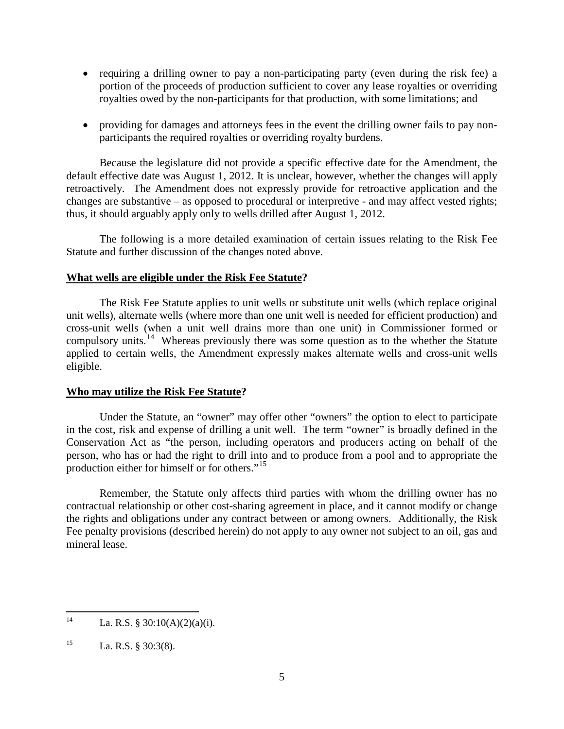- requiring a drilling owner to pay a non-participating party (even during the risk fee) a portion of the proceeds of production sufficient to cover any lease royalties or overriding royalties owed by the non-participants for that production, with some limitations; and

- providing for damages and attorneys fees in the event the drilling owner fails to pay non-participants the required royalties or overriding royalty burdens.

Because the legislature did not provide a specific effective date for the Amendment, the default effective date was August 1, 2012. It is unclear, however, whether the changes will apply retroactively. The Amendment does not expressly provide for retroactive application and the changes are substantive – as opposed to procedural or interpretive - and may affect vested rights; thus, it should arguably apply only to wells drilled after August 1, 2012.

The following is a more detailed examination of certain issues relating to the Risk Fee Statute and further discussion of the changes noted above.

**What wells are eligible under the Risk Fee Statute?**

The Risk Fee Statute applies to unit wells or substitute unit wells (which replace original unit wells), alternate wells (where more than one unit well is needed for efficient production) and cross-unit wells (when a unit well drains more than one unit) in Commissioner formed or compulsory units.[14] Whereas previously there was some question as to the whether the Statute applied to certain wells, the Amendment expressly makes alternate wells and cross-unit wells eligible.

**Who may utilize the Risk Fee Statute?**

Under the Statute, an "owner" may offer other "owners" the option to elect to participate in the cost, risk and expense of drilling a unit well. The term "owner" is broadly defined in the Conservation Act as "the person, including operators and producers acting on behalf of the person, who has or had the right to drill into and to produce from a pool and to appropriate the production either for himself or for others."[15]

Remember, the Statute only affects third parties with whom the drilling owner has no contractual relationship or other cost-sharing agreement in place, and it cannot modify or change the rights and obligations under any contract between or among owners. Additionally, the Risk Fee penalty provisions (described herein) do not apply to any owner not subject to an oil, gas and mineral lease.

---

[14] La. R.S. § 30:10(A)(2)(a)(i).

[15] La. R.S. § 30:3(8).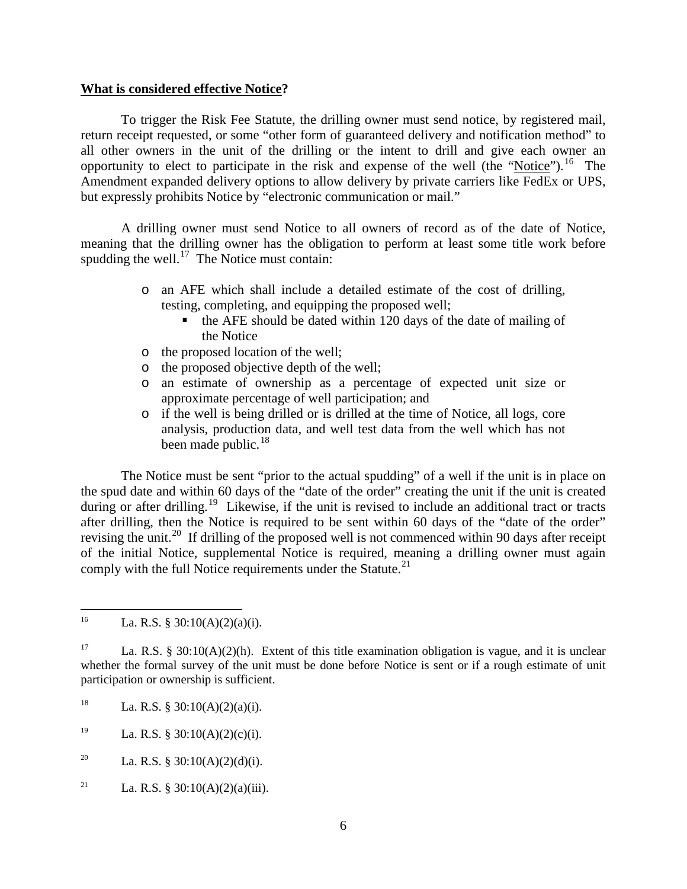**What is considered effective <u>Notice</u>?**

To trigger the Risk Fee Statute, the drilling owner must send notice, by registered mail, return receipt requested, or some "other form of guaranteed delivery and notification method" to all other owners in the unit of the drilling or the intent to drill and give each owner an opportunity to elect to participate in the risk and expense of the well (the "<u>Notice</u>").[16] The Amendment expanded delivery options to allow delivery by private carriers like FedEx or UPS, but expressly prohibits Notice by "electronic communication or mail."

A drilling owner must send Notice to all owners of record as of the date of Notice, meaning that the drilling owner has the obligation to perform at least some title work before spudding the well.[17] The Notice must contain:

- an AFE which shall include a detailed estimate of the cost of drilling, testing, completing, and equipping the proposed well;
  - the AFE should be dated within 120 days of the date of mailing of the Notice
- the proposed location of the well;
- the proposed objective depth of the well;
- an estimate of ownership as a percentage of expected unit size or approximate percentage of well participation; and
- if the well is being drilled or is drilled at the time of Notice, all logs, core analysis, production data, and well test data from the well which has not been made public.[18]

The Notice must be sent "prior to the actual spudding" of a well if the unit is in place on the spud date and within 60 days of the "date of the order" creating the unit if the unit is created during or after drilling.[19] Likewise, if the unit is revised to include an additional tract or tracts after drilling, then the Notice is required to be sent within 60 days of the "date of the order" revising the unit.[20] If drilling of the proposed well is not commenced within 90 days after receipt of the initial Notice, supplemental Notice is required, meaning a drilling owner must again comply with the full Notice requirements under the Statute.[21]

---

[16] La. R.S. § 30:10(A)(2)(a)(i).

[17] La. R.S. § 30:10(A)(2)(h). Extent of this title examination obligation is vague, and it is unclear whether the formal survey of the unit must be done before Notice is sent or if a rough estimate of unit participation or ownership is sufficient.

[18] La. R.S. § 30:10(A)(2)(a)(i).

[19] La. R.S. § 30:10(A)(2)(c)(i).

[20] La. R.S. § 30:10(A)(2)(d)(i).

[21] La. R.S. § 30:10(A)(2)(a)(iii).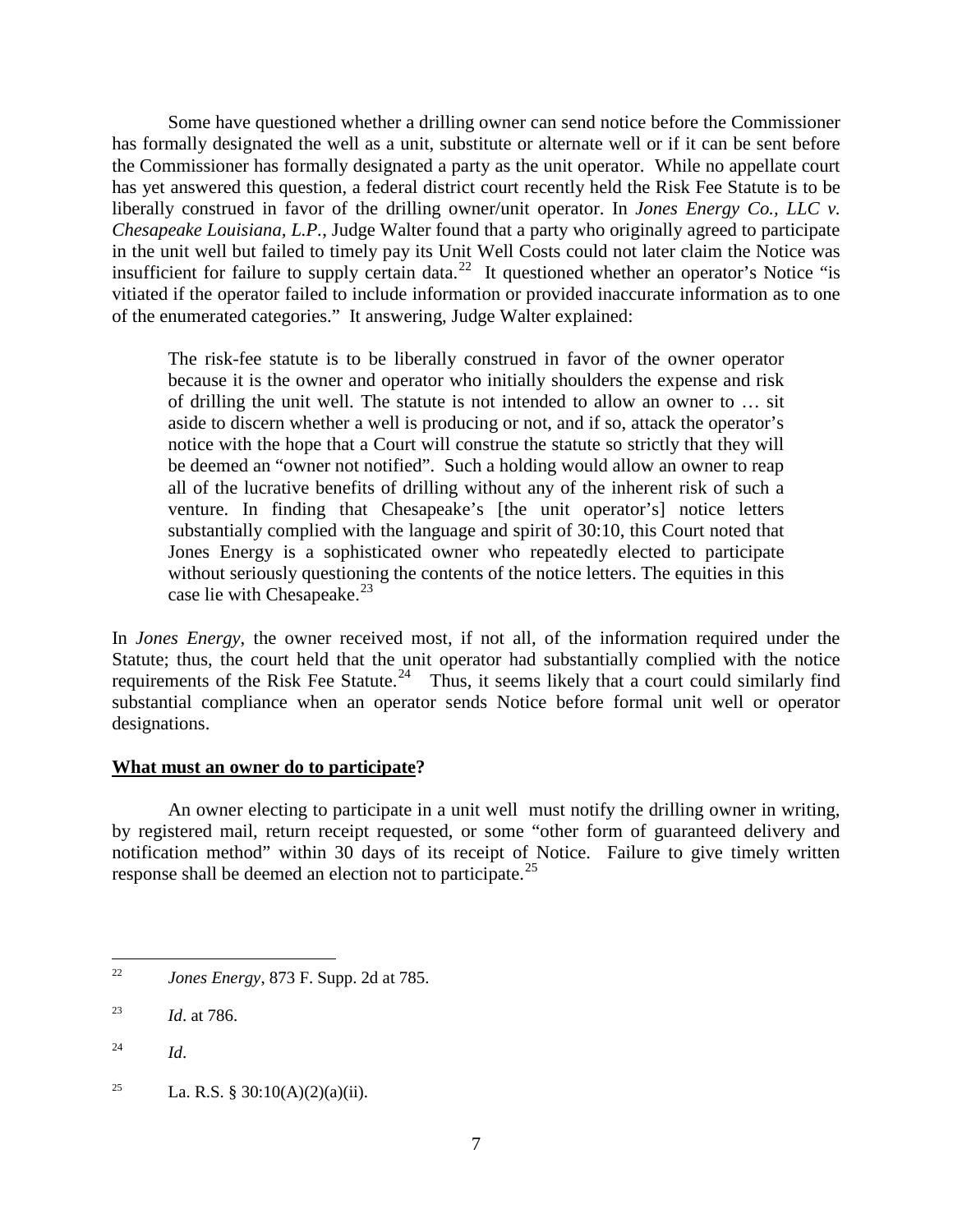Some have questioned whether a drilling owner can send notice before the Commissioner has formally designated the well as a unit, substitute or alternate well or if it can be sent before the Commissioner has formally designated a party as the unit operator. While no appellate court has yet answered this question, a federal district court recently held the Risk Fee Statute is to be liberally construed in favor of the drilling owner/unit operator. In *Jones Energy Co., LLC v. Chesapeake Louisiana, L.P.*, Judge Walter found that a party who originally agreed to participate in the unit well but failed to timely pay its Unit Well Costs could not later claim the Notice was insufficient for failure to supply certain data.[22] It questioned whether an operator's Notice "is vitiated if the operator failed to include information or provided inaccurate information as to one of the enumerated categories." It answering, Judge Walter explained:

> The risk-fee statute is to be liberally construed in favor of the owner operator because it is the owner and operator who initially shoulders the expense and risk of drilling the unit well. The statute is not intended to allow an owner to … sit aside to discern whether a well is producing or not, and if so, attack the operator's notice with the hope that a Court will construe the statute so strictly that they will be deemed an "owner not notified". Such a holding would allow an owner to reap all of the lucrative benefits of drilling without any of the inherent risk of such a venture. In finding that Chesapeake's [the unit operator's] notice letters substantially complied with the language and spirit of 30:10, this Court noted that Jones Energy is a sophisticated owner who repeatedly elected to participate without seriously questioning the contents of the notice letters. The equities in this case lie with Chesapeake.[23]

In *Jones Energy*, the owner received most, if not all, of the information required under the Statute; thus, the court held that the unit operator had substantially complied with the notice requirements of the Risk Fee Statute.[24] Thus, it seems likely that a court could similarly find substantial compliance when an operator sends Notice before formal unit well or operator designations.

**What must an owner do to participate?**

An owner electing to participate in a unit well must notify the drilling owner in writing, by registered mail, return receipt requested, or some "other form of guaranteed delivery and notification method" within 30 days of its receipt of Notice. Failure to give timely written response shall be deemed an election not to participate.[25]

---

[22] *Jones Energy*, 873 F. Supp. 2d at 785.

[23] *Id*. at 786.

[24] *Id*.

[25] La. R.S. § 30:10(A)(2)(a)(ii).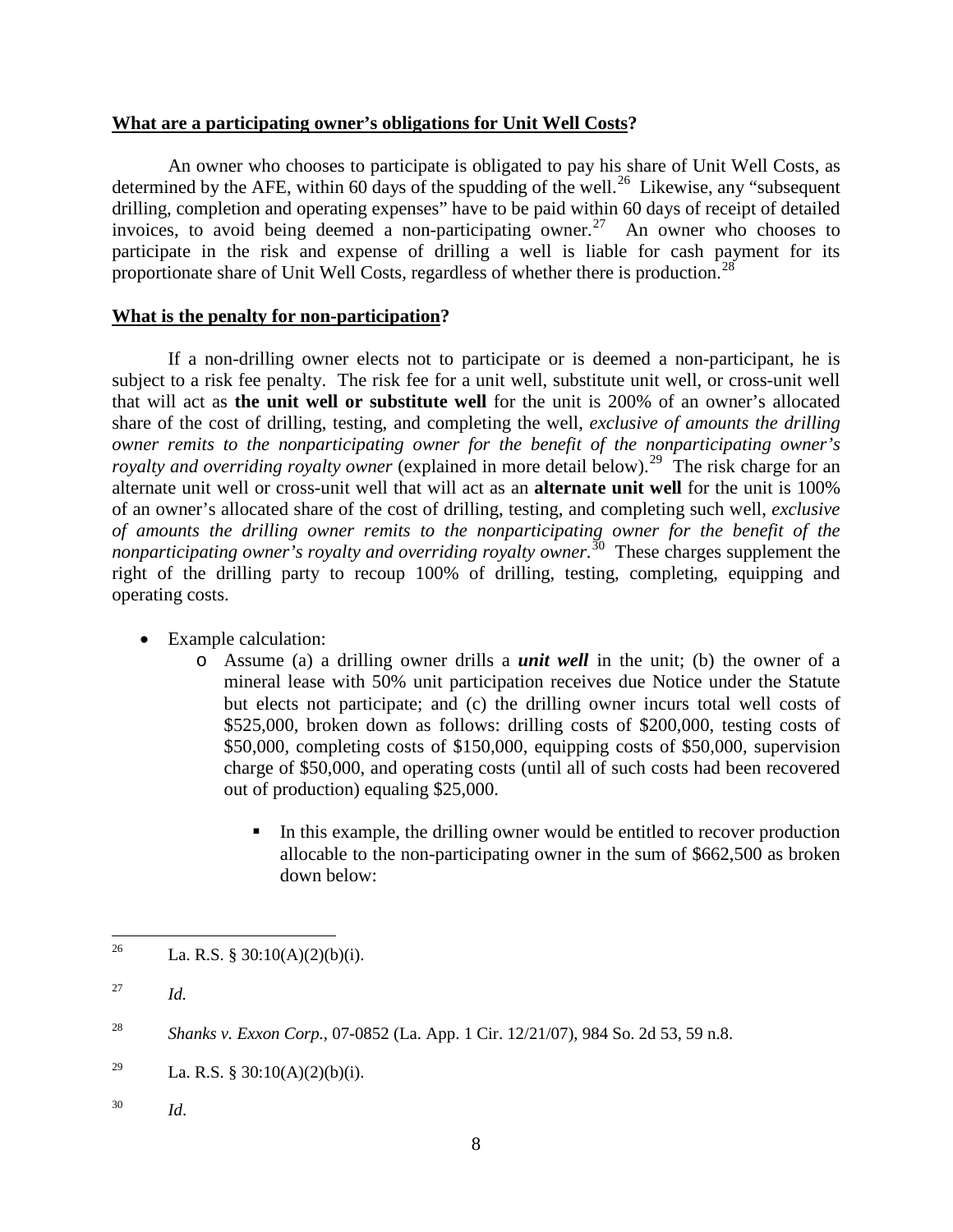**<u>What are a participating owner's obligations for Unit Well Costs</u>?**

An owner who chooses to participate is obligated to pay his share of Unit Well Costs, as determined by the AFE, within 60 days of the spudding of the well.[26] Likewise, any "subsequent drilling, completion and operating expenses" have to be paid within 60 days of receipt of detailed invoices, to avoid being deemed a non-participating owner.[27] An owner who chooses to participate in the risk and expense of drilling a well is liable for cash payment for its proportionate share of Unit Well Costs, regardless of whether there is production.[28]

**<u>What is the penalty for non-participation</u>?**

If a non-drilling owner elects not to participate or is deemed a non-participant, he is subject to a risk fee penalty. The risk fee for a unit well, substitute unit well, or cross-unit well that will act as **the unit well or substitute well** for the unit is 200% of an owner's allocated share of the cost of drilling, testing, and completing the well, *exclusive of amounts the drilling owner remits to the nonparticipating owner for the benefit of the nonparticipating owner's royalty and overriding royalty owner* (explained in more detail below).[29] The risk charge for an alternate unit well or cross-unit well that will act as an **alternate unit well** for the unit is 100% of an owner's allocated share of the cost of drilling, testing, and completing such well, *exclusive of amounts the drilling owner remits to the nonparticipating owner for the benefit of the nonparticipating owner's royalty and overriding royalty owner*.[30] These charges supplement the right of the drilling party to recoup 100% of drilling, testing, completing, equipping and operating costs.

- Example calculation:
  - Assume (a) a drilling owner drills a ***unit well*** in the unit; (b) the owner of a mineral lease with 50% unit participation receives due Notice under the Statute but elects not participate; and (c) the drilling owner incurs total well costs of \$525,000, broken down as follows: drilling costs of \$200,000, testing costs of \$50,000, completing costs of \$150,000, equipping costs of \$50,000, supervision charge of \$50,000, and operating costs (until all of such costs had been recovered out of production) equaling \$25,000.
    - In this example, the drilling owner would be entitled to recover production allocable to the non-participating owner in the sum of \$662,500 as broken down below:

---

[26] La. R.S. § 30:10(A)(2)(b)(i).

[27] *Id.*

[28] *Shanks v. Exxon Corp.,* 07-0852 (La. App. 1 Cir. 12/21/07), 984 So. 2d 53, 59 n.8.

[29] La. R.S. § 30:10(A)(2)(b)(i).

[30] *Id*.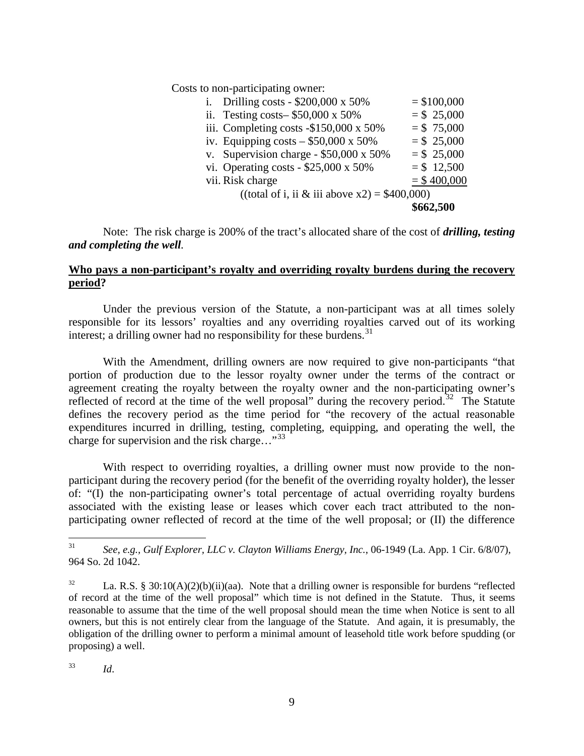Costs to non-participating owner:

| | |
|---|---|
| i. Drilling costs - $200,000 x 50% | = $100,000 |
| ii. Testing costs– $50,000 x 50% | = $ 25,000 |
| iii. Completing costs -$150,000 x 50% | = $ 75,000 |
| iv. Equipping costs – $50,000 x 50% | = $ 25,000 |
| v. Supervision charge - $50,000 x 50% | = $ 25,000 |
| vi. Operating costs - $25,000 x 50% | = $ 12,500 |
| vii. Risk charge | = $ 400,000 |
| ((total of i, ii & iii above x2) = $400,000) | |
| | **$662,500** |

Note: The risk charge is 200% of the tract's allocated share of the cost of ***drilling, testing and completing the well***.

**Who pays a non-participant's royalty and overriding royalty burdens during the recovery period?**

Under the previous version of the Statute, a non-participant was at all times solely responsible for its lessors' royalties and any overriding royalties carved out of its working interest; a drilling owner had no responsibility for these burdens.[31]

With the Amendment, drilling owners are now required to give non-participants "that portion of production due to the lessor royalty owner under the terms of the contract or agreement creating the royalty between the royalty owner and the non-participating owner's reflected of record at the time of the well proposal" during the recovery period.[32] The Statute defines the recovery period as the time period for "the recovery of the actual reasonable expenditures incurred in drilling, testing, completing, equipping, and operating the well, the charge for supervision and the risk charge…"[33]

With respect to overriding royalties, a drilling owner must now provide to the non-participant during the recovery period (for the benefit of the overriding royalty holder), the lesser of: "(I) the non-participating owner's total percentage of actual overriding royalty burdens associated with the existing lease or leases which cover each tract attributed to the non-participating owner reflected of record at the time of the well proposal; or (II) the difference

---

[31] *See, e.g., Gulf Explorer, LLC v. Clayton Williams Energy, Inc.*, 06-1949 (La. App. 1 Cir. 6/8/07), 964 So. 2d 1042.

[32] La. R.S. § 30:10(A)(2)(b)(ii)(aa). Note that a drilling owner is responsible for burdens "reflected of record at the time of the well proposal" which time is not defined in the Statute. Thus, it seems reasonable to assume that the time of the well proposal should mean the time when Notice is sent to all owners, but this is not entirely clear from the language of the Statute. And again, it is presumably, the obligation of the drilling owner to perform a minimal amount of leasehold title work before spudding (or proposing) a well.

[33] *Id*.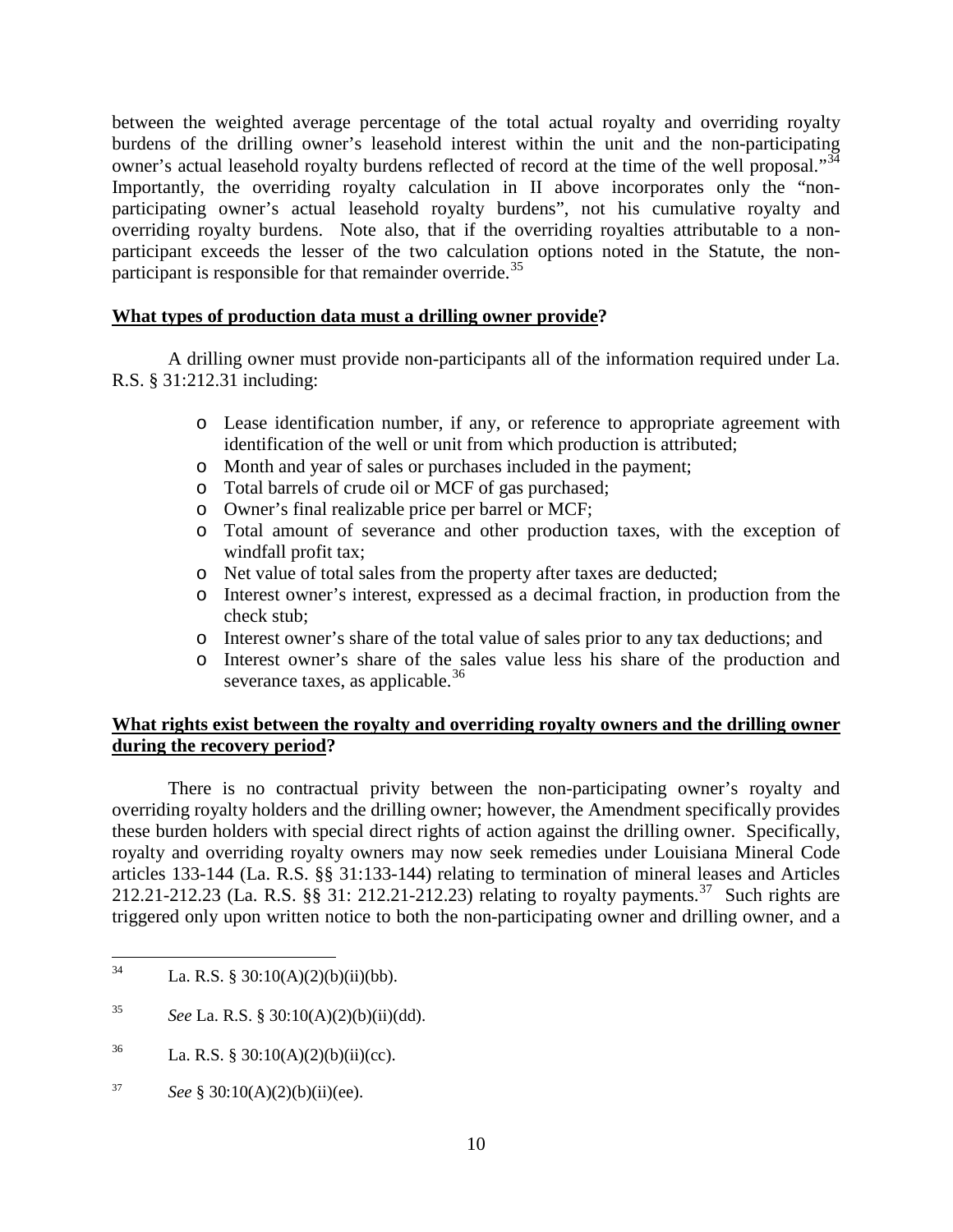between the weighted average percentage of the total actual royalty and overriding royalty burdens of the drilling owner's leasehold interest within the unit and the non-participating owner's actual leasehold royalty burdens reflected of record at the time of the well proposal."[34] Importantly, the overriding royalty calculation in II above incorporates only the "non-participating owner's actual leasehold royalty burdens", not his cumulative royalty and overriding royalty burdens. Note also, that if the overriding royalties attributable to a non-participant exceeds the lesser of the two calculation options noted in the Statute, the non-participant is responsible for that remainder override.[35]

**<u>What types of production data must a drilling owner provide</u>?**

A drilling owner must provide non-participants all of the information required under La. R.S. § 31:212.31 including:

- Lease identification number, if any, or reference to appropriate agreement with identification of the well or unit from which production is attributed;
- Month and year of sales or purchases included in the payment;
- Total barrels of crude oil or MCF of gas purchased;
- Owner's final realizable price per barrel or MCF;
- Total amount of severance and other production taxes, with the exception of windfall profit tax;
- Net value of total sales from the property after taxes are deducted;
- Interest owner's interest, expressed as a decimal fraction, in production from the check stub;
- Interest owner's share of the total value of sales prior to any tax deductions; and
- Interest owner's share of the sales value less his share of the production and severance taxes, as applicable.[36]

**<u>What rights exist between the royalty and overriding royalty owners and the drilling owner during the recovery period</u>?**

There is no contractual privity between the non-participating owner's royalty and overriding royalty holders and the drilling owner; however, the Amendment specifically provides these burden holders with special direct rights of action against the drilling owner. Specifically, royalty and overriding royalty owners may now seek remedies under Louisiana Mineral Code articles 133-144 (La. R.S. §§ 31:133-144) relating to termination of mineral leases and Articles 212.21-212.23 (La. R.S. §§ 31: 212.21-212.23) relating to royalty payments.[37] Such rights are triggered only upon written notice to both the non-participating owner and drilling owner, and a

---

[34] La. R.S. § 30:10(A)(2)(b)(ii)(bb).

[35] *See* La. R.S. § 30:10(A)(2)(b)(ii)(dd).

[36] La. R.S. § 30:10(A)(2)(b)(ii)(cc).

[37] *See* § 30:10(A)(2)(b)(ii)(ee).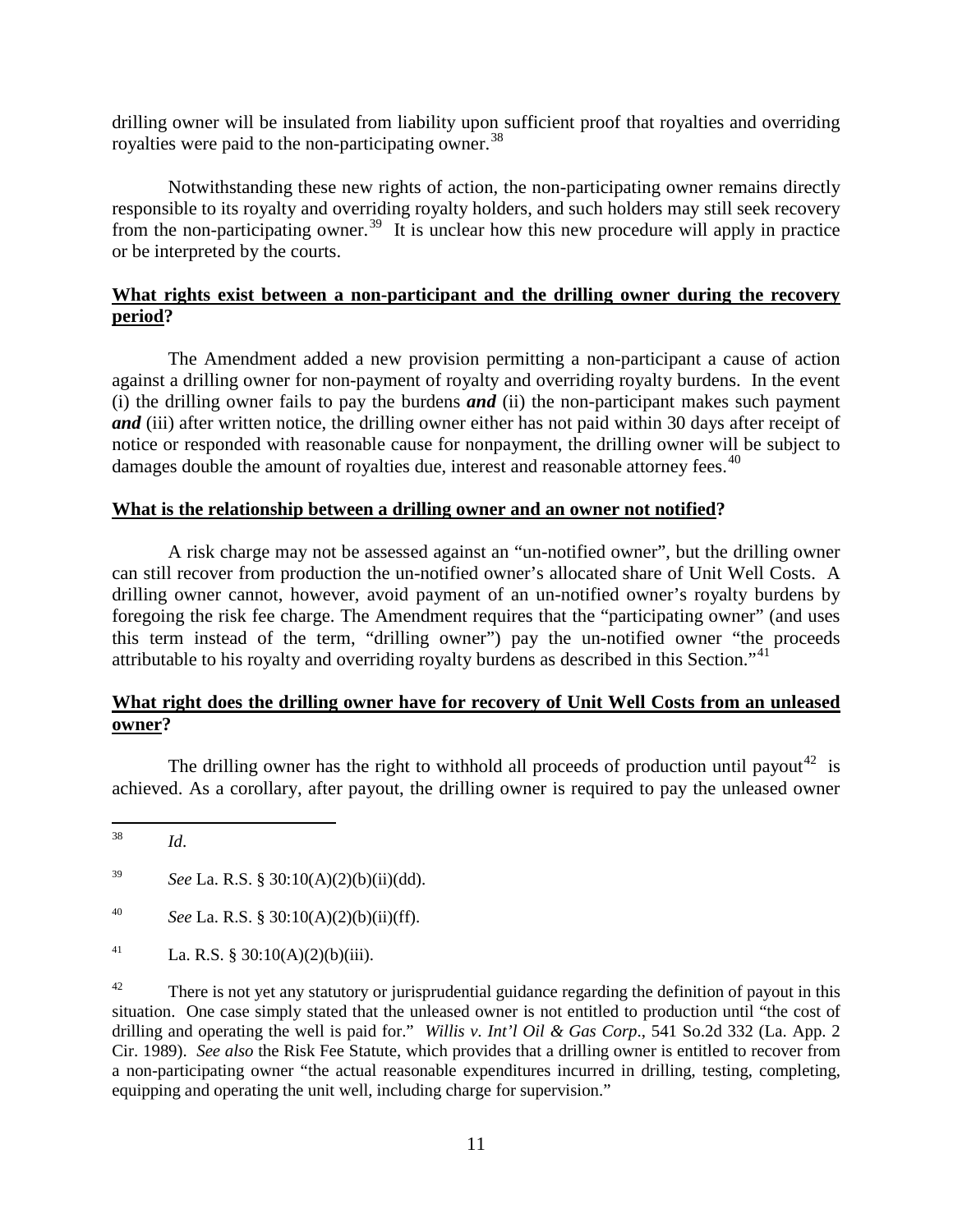drilling owner will be insulated from liability upon sufficient proof that royalties and overriding royalties were paid to the non-participating owner.[38]

Notwithstanding these new rights of action, the non-participating owner remains directly responsible to its royalty and overriding royalty holders, and such holders may still seek recovery from the non-participating owner.[39] It is unclear how this new procedure will apply in practice or be interpreted by the courts.

**<u>What rights exist between a non-participant and the drilling owner during the recovery period</u>?**

The Amendment added a new provision permitting a non-participant a cause of action against a drilling owner for non-payment of royalty and overriding royalty burdens. In the event (i) the drilling owner fails to pay the burdens ***and*** (ii) the non-participant makes such payment ***and*** (iii) after written notice, the drilling owner either has not paid within 30 days after receipt of notice or responded with reasonable cause for nonpayment, the drilling owner will be subject to damages double the amount of royalties due, interest and reasonable attorney fees.[40]

**<u>What is the relationship between a drilling owner and an owner not notified</u>?**

A risk charge may not be assessed against an "un-notified owner", but the drilling owner can still recover from production the un-notified owner's allocated share of Unit Well Costs. A drilling owner cannot, however, avoid payment of an un-notified owner's royalty burdens by foregoing the risk fee charge. The Amendment requires that the "participating owner" (and uses this term instead of the term, "drilling owner") pay the un-notified owner "the proceeds attributable to his royalty and overriding royalty burdens as described in this Section."[41]

**<u>What right does the drilling owner have for recovery of Unit Well Costs from an unleased owner</u>?**

The drilling owner has the right to withhold all proceeds of production until payout[42] is achieved. As a corollary, after payout, the drilling owner is required to pay the unleased owner

---

[38] *Id*.

[39] *See* La. R.S. § 30:10(A)(2)(b)(ii)(dd).

[40] *See* La. R.S. § 30:10(A)(2)(b)(ii)(ff).

[41] La. R.S. § 30:10(A)(2)(b)(iii).

[42] There is not yet any statutory or jurisprudential guidance regarding the definition of payout in this situation. One case simply stated that the unleased owner is not entitled to production until "the cost of drilling and operating the well is paid for." *Willis v. Int'l Oil & Gas Corp*., 541 So.2d 332 (La. App. 2 Cir. 1989). *See also* the Risk Fee Statute, which provides that a drilling owner is entitled to recover from a non-participating owner "the actual reasonable expenditures incurred in drilling, testing, completing, equipping and operating the unit well, including charge for supervision."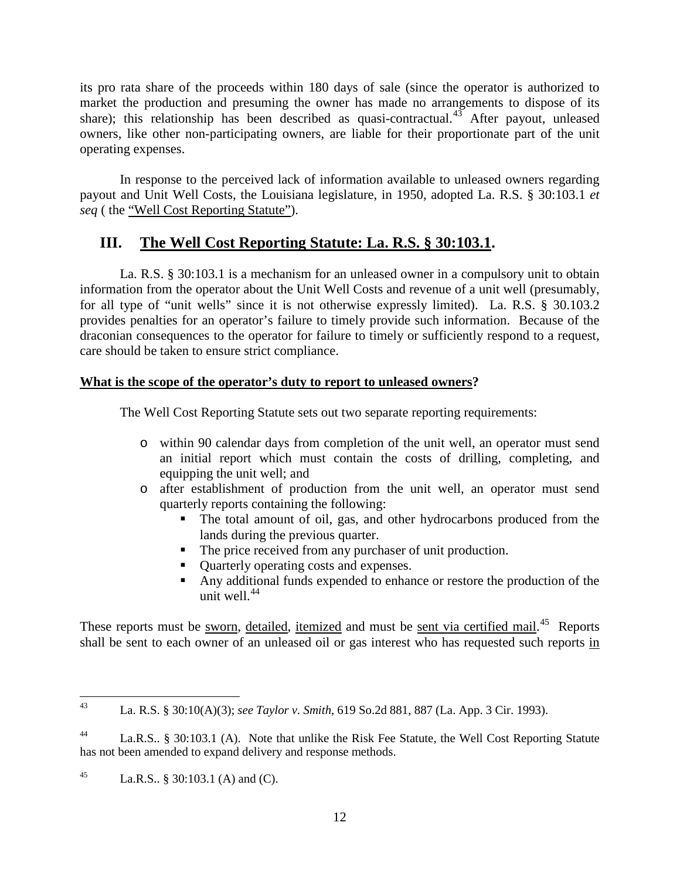its pro rata share of the proceeds within 180 days of sale (since the operator is authorized to market the production and presuming the owner has made no arrangements to dispose of its share); this relationship has been described as quasi-contractual.[43] After payout, unleased owners, like other non-participating owners, are liable for their proportionate part of the unit operating expenses.

In response to the perceived lack of information available to unleased owners regarding payout and Unit Well Costs, the Louisiana legislature, in 1950, adopted La. R.S. § 30:103.1 *et seq* ( the <u>"Well Cost Reporting Statute"</u>).

## III. <u>The Well Cost Reporting Statute: La. R.S. § 30:103.1</u>.

La. R.S. § 30:103.1 is a mechanism for an unleased owner in a compulsory unit to obtain information from the operator about the Unit Well Costs and revenue of a unit well (presumably, for all type of "unit wells" since it is not otherwise expressly limited). La. R.S. § 30.103.2 provides penalties for an operator's failure to timely provide such information. Because of the draconian consequences to the operator for failure to timely or sufficiently respond to a request, care should be taken to ensure strict compliance.

**<u>What is the scope of the operator's duty to report to unleased owners</u>?**

The Well Cost Reporting Statute sets out two separate reporting requirements:

- within 90 calendar days from completion of the unit well, an operator must send an initial report which must contain the costs of drilling, completing, and equipping the unit well; and
- after establishment of production from the unit well, an operator must send quarterly reports containing the following:
  - The total amount of oil, gas, and other hydrocarbons produced from the lands during the previous quarter.
  - The price received from any purchaser of unit production.
  - Quarterly operating costs and expenses.
  - Any additional funds expended to enhance or restore the production of the unit well.[44]

These reports must be <u>sworn</u>, <u>detailed</u>, <u>itemized</u> and must be <u>sent via certified mail</u>.[45] Reports shall be sent to each owner of an unleased oil or gas interest who has requested such reports <u>in</u>

---

[43] La. R.S. § 30:10(A)(3); *see Taylor v. Smith*, 619 So.2d 881, 887 (La. App. 3 Cir. 1993).

[44] La.R.S.. § 30:103.1 (A). Note that unlike the Risk Fee Statute, the Well Cost Reporting Statute has not been amended to expand delivery and response methods.

[45] La.R.S.. § 30:103.1 (A) and (C).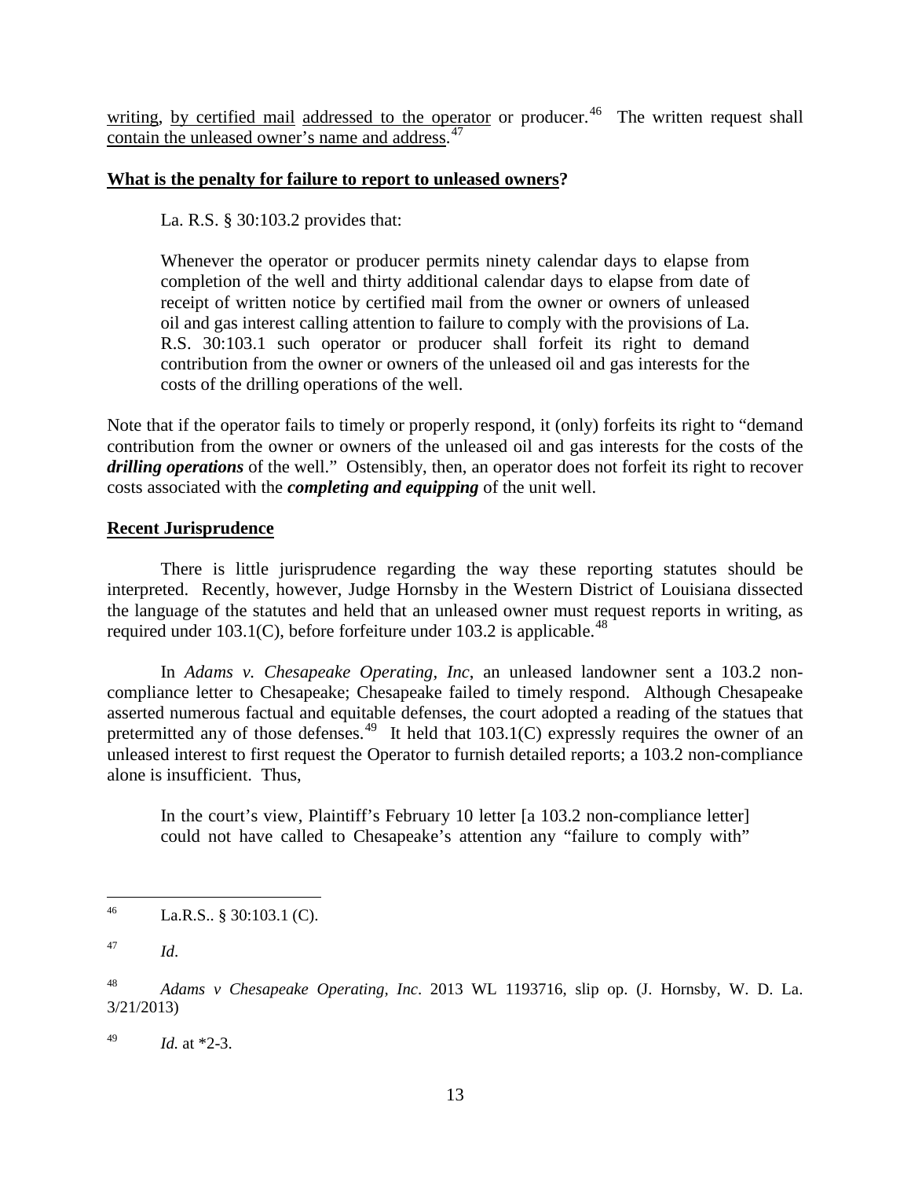writing, by certified mail addressed to the operator or producer.[46] The written request shall contain the unleased owner's name and address.[47]

**What is the penalty for failure to report to unleased owners?**

La. R.S. § 30:103.2 provides that:

> Whenever the operator or producer permits ninety calendar days to elapse from completion of the well and thirty additional calendar days to elapse from date of receipt of written notice by certified mail from the owner or owners of unleased oil and gas interest calling attention to failure to comply with the provisions of La. R.S. 30:103.1 such operator or producer shall forfeit its right to demand contribution from the owner or owners of the unleased oil and gas interests for the costs of the drilling operations of the well.

Note that if the operator fails to timely or properly respond, it (only) forfeits its right to "demand contribution from the owner or owners of the unleased oil and gas interests for the costs of the ***drilling operations*** of the well." Ostensibly, then, an operator does not forfeit its right to recover costs associated with the ***completing and equipping*** of the unit well.

**Recent Jurisprudence**

There is little jurisprudence regarding the way these reporting statutes should be interpreted. Recently, however, Judge Hornsby in the Western District of Louisiana dissected the language of the statutes and held that an unleased owner must request reports in writing, as required under 103.1(C), before forfeiture under 103.2 is applicable.[48]

In *Adams v. Chesapeake Operating, Inc*, an unleased landowner sent a 103.2 non-compliance letter to Chesapeake; Chesapeake failed to timely respond. Although Chesapeake asserted numerous factual and equitable defenses, the court adopted a reading of the statues that pretermitted any of those defenses.[49] It held that 103.1(C) expressly requires the owner of an unleased interest to first request the Operator to furnish detailed reports; a 103.2 non-compliance alone is insufficient. Thus,

> In the court's view, Plaintiff's February 10 letter [a 103.2 non-compliance letter] could not have called to Chesapeake's attention any "failure to comply with"

---

[46] La.R.S.. § 30:103.1 (C).

[47] *Id*.

[48] *Adams v Chesapeake Operating, Inc*. 2013 WL 1193716, slip op. (J. Hornsby, W. D. La. 3/21/2013)

[49] *Id.* at *2-3.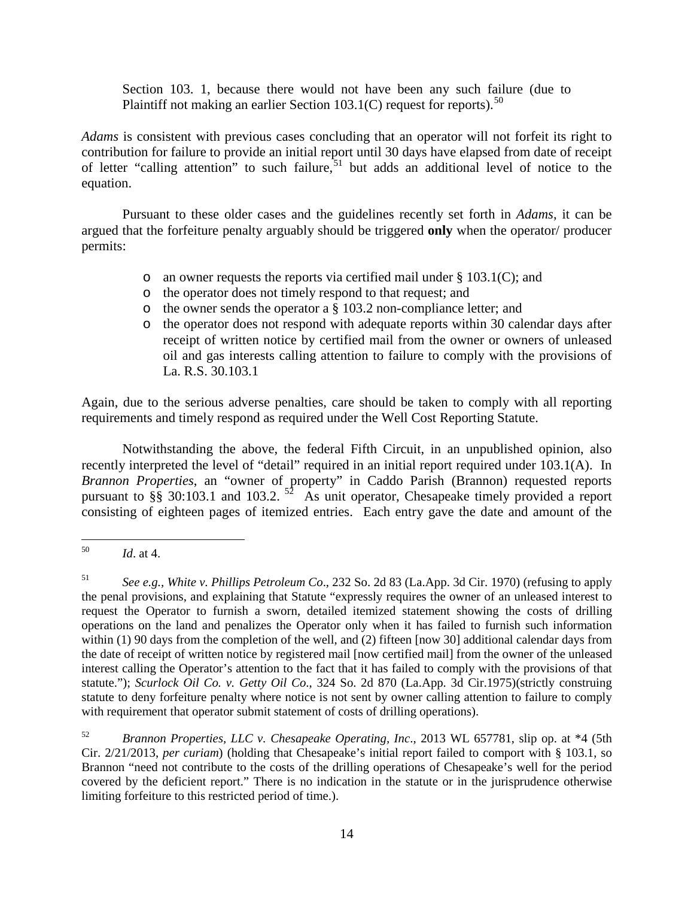> Section 103. 1, because there would not have been any such failure (due to Plaintiff not making an earlier Section 103.1(C) request for reports).[50]

*Adams* is consistent with previous cases concluding that an operator will not forfeit its right to contribution for failure to provide an initial report until 30 days have elapsed from date of receipt of letter "calling attention" to such failure,[51] but adds an additional level of notice to the equation.

Pursuant to these older cases and the guidelines recently set forth in *Adams*, it can be argued that the forfeiture penalty arguably should be triggered **only** when the operator/ producer permits:

- an owner requests the reports via certified mail under § 103.1(C); and
- the operator does not timely respond to that request; and
- the owner sends the operator a § 103.2 non-compliance letter; and
- the operator does not respond with adequate reports within 30 calendar days after receipt of written notice by certified mail from the owner or owners of unleased oil and gas interests calling attention to failure to comply with the provisions of La. R.S. 30.103.1

Again, due to the serious adverse penalties, care should be taken to comply with all reporting requirements and timely respond as required under the Well Cost Reporting Statute.

Notwithstanding the above, the federal Fifth Circuit, in an unpublished opinion, also recently interpreted the level of "detail" required in an initial report required under 103.1(A). In *Brannon Properties*, an "owner of property" in Caddo Parish (Brannon) requested reports pursuant to §§ 30:103.1 and 103.2.[52] As unit operator, Chesapeake timely provided a report consisting of eighteen pages of itemized entries. Each entry gave the date and amount of the

---

[50] *Id*. at 4.

[51] *See e.g.*, *White v. Phillips Petroleum Co*., 232 So. 2d 83 (La.App. 3d Cir. 1970) (refusing to apply the penal provisions, and explaining that Statute "expressly requires the owner of an unleased interest to request the Operator to furnish a sworn, detailed itemized statement showing the costs of drilling operations on the land and penalizes the Operator only when it has failed to furnish such information within (1) 90 days from the completion of the well, and (2) fifteen [now 30] additional calendar days from the date of receipt of written notice by registered mail [now certified mail] from the owner of the unleased interest calling the Operator's attention to the fact that it has failed to comply with the provisions of that statute."); *Scurlock Oil Co. v. Getty Oil Co*., 324 So. 2d 870 (La.App. 3d Cir.1975)(strictly construing statute to deny forfeiture penalty where notice is not sent by owner calling attention to failure to comply with requirement that operator submit statement of costs of drilling operations).

[52] *Brannon Properties, LLC v. Chesapeake Operating, Inc*., 2013 WL 657781, slip op. at *4 (5th Cir. 2/21/2013, *per curiam*) (holding that Chesapeake's initial report failed to comport with § 103.1, so Brannon "need not contribute to the costs of the drilling operations of Chesapeake's well for the period covered by the deficient report." There is no indication in the statute or in the jurisprudence otherwise limiting forfeiture to this restricted period of time.).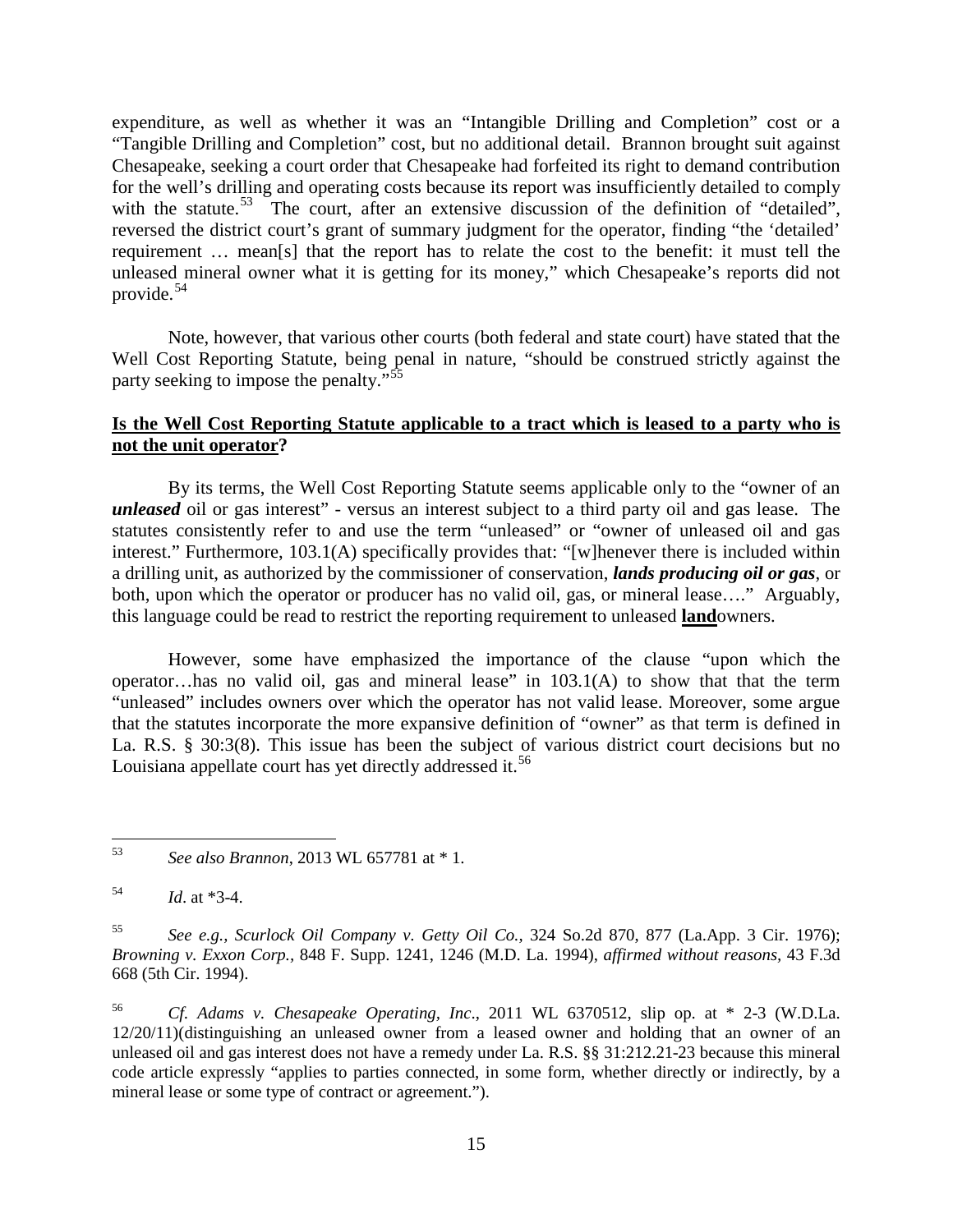expenditure, as well as whether it was an "Intangible Drilling and Completion" cost or a "Tangible Drilling and Completion" cost, but no additional detail. Brannon brought suit against Chesapeake, seeking a court order that Chesapeake had forfeited its right to demand contribution for the well's drilling and operating costs because its report was insufficiently detailed to comply with the statute.[53] The court, after an extensive discussion of the definition of "detailed", reversed the district court's grant of summary judgment for the operator, finding "the 'detailed' requirement … mean[s] that the report has to relate the cost to the benefit: it must tell the unleased mineral owner what it is getting for its money," which Chesapeake's reports did not provide.[54]

Note, however, that various other courts (both federal and state court) have stated that the Well Cost Reporting Statute, being penal in nature, "should be construed strictly against the party seeking to impose the penalty."[55]

**Is the Well Cost Reporting Statute applicable to a tract which is leased to a party who is not the unit operator?**

By its terms, the Well Cost Reporting Statute seems applicable only to the "owner of an ***unleased*** oil or gas interest" - versus an interest subject to a third party oil and gas lease. The statutes consistently refer to and use the term "unleased" or "owner of unleased oil and gas interest." Furthermore, 103.1(A) specifically provides that: "[w]henever there is included within a drilling unit, as authorized by the commissioner of conservation, ***lands producing oil or gas***, or both, upon which the operator or producer has no valid oil, gas, or mineral lease…." Arguably, this language could be read to restrict the reporting requirement to unleased **land**owners.

However, some have emphasized the importance of the clause "upon which the operator…has no valid oil, gas and mineral lease" in 103.1(A) to show that that the term "unleased" includes owners over which the operator has not valid lease. Moreover, some argue that the statutes incorporate the more expansive definition of "owner" as that term is defined in La. R.S. § 30:3(8). This issue has been the subject of various district court decisions but no Louisiana appellate court has yet directly addressed it.[56]

---

[53] *See also Brannon*, 2013 WL 657781 at * 1.

[54] *Id*. at *3-4.

[55] *See e.g., Scurlock Oil Company v. Getty Oil Co.*, 324 So.2d 870, 877 (La.App. 3 Cir. 1976); *Browning v. Exxon Corp.*, 848 F. Supp. 1241, 1246 (M.D. La. 1994), *affirmed without reasons*, 43 F.3d 668 (5th Cir. 1994).

[56] *Cf. Adams v. Chesapeake Operating, Inc*., 2011 WL 6370512, slip op. at * 2-3 (W.D.La. 12/20/11)(distinguishing an unleased owner from a leased owner and holding that an owner of an unleased oil and gas interest does not have a remedy under La. R.S. §§ 31:212.21-23 because this mineral code article expressly "applies to parties connected, in some form, whether directly or indirectly, by a mineral lease or some type of contract or agreement.").